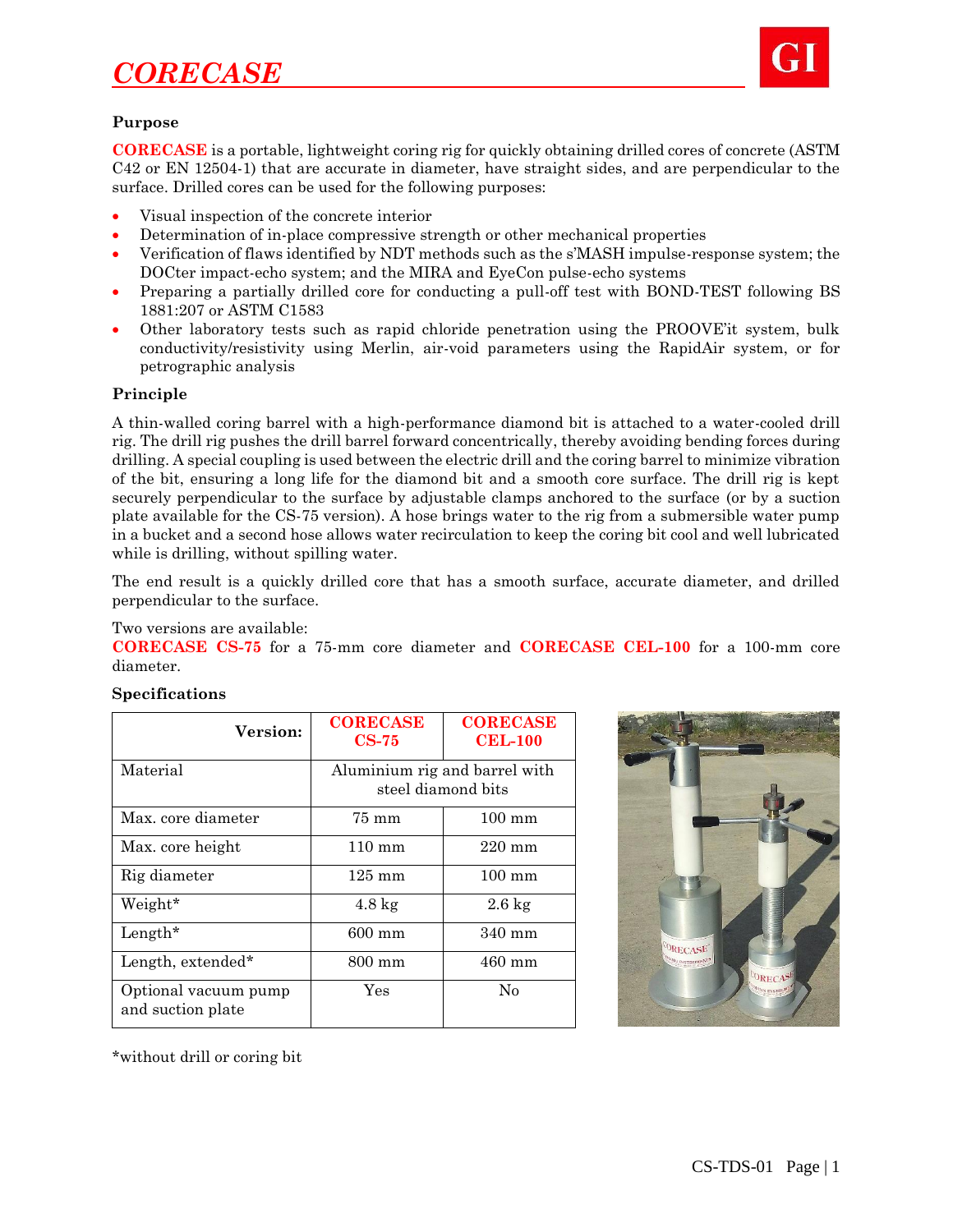# CORECASE

## Purpose

**CORECASE** is a portable, lightweight coring rig for quickly obtaining drilled cores of concrete (ASTM C42 or EN 12504-1) that are accurate in diameter, have straight sides, and are perpendicular to the surface. Drilled cores can be used for the following purposes:

- Visual inspection of the concrete interior
- Determination of in-place compressive strength or other mechanical properties
- Verification of flaws identified by NDT methods such as the s'MASH impulse-response system; the DOCter impact-echo system; and the MIRA and EyeCon pulse-echo systems
- Preparing a partially drilled core for conducting a pull-off test with BOND-TEST following BS 1881:207 or ASTM C1583
- Other laboratory tests such as rapid chloride penetration using the PROOVE'it system, bulk conductivity/resistivity using Merlin, air-void parameters using the RapidAir system, or for petrographic analysis

## Principle

A thin-walled coring barrel with a high-performance diamond bit is attached to a water-cooled drill rig. The drill rig pushes the drill barrel forward concentrically, thereby avoiding bending forces during drilling. A special coupling is used between the electric drill and the coring barrel to minimize vibration of the bit, ensuring a long life for the diamond bit and a smooth core surface. The drill rig is kept securely perpendicular to the surface by adjustable clamps anchored to the surface (or by a suction plate available for the CS-75 version). A hose brings water to the rig from a submersible water pump in a bucket and a second hose allows water recirculation to keep the coring bit cool and well lubricated while is drilling, without spilling water.

The end result is a quickly drilled core that has a smooth surface, accurate diameter, and drilled perpendicular to the surface.

Two versions are available:
**CORECASE CS-75** for a 75-mm core diameter and **CORECASE CEL-100** for a 100-mm core diameter.

## Specifications

| Version: | CORECASE CS-75 | CORECASE CEL-100 |
|---|---|---|
| Material | Aluminium rig and barrel with steel diamond bits | |
| Max. core diameter | 75 mm | 100 mm |
| Max. core height | 110 mm | 220 mm |
| Rig diameter | 125 mm | 100 mm |
| Weight* | 4.8 kg | 2.6 kg |
| Length* | 600 mm | 340 mm |
| Length, extended* | 800 mm | 460 mm |
| Optional vacuum pump and suction plate | Yes | No |

*without drill or coring bit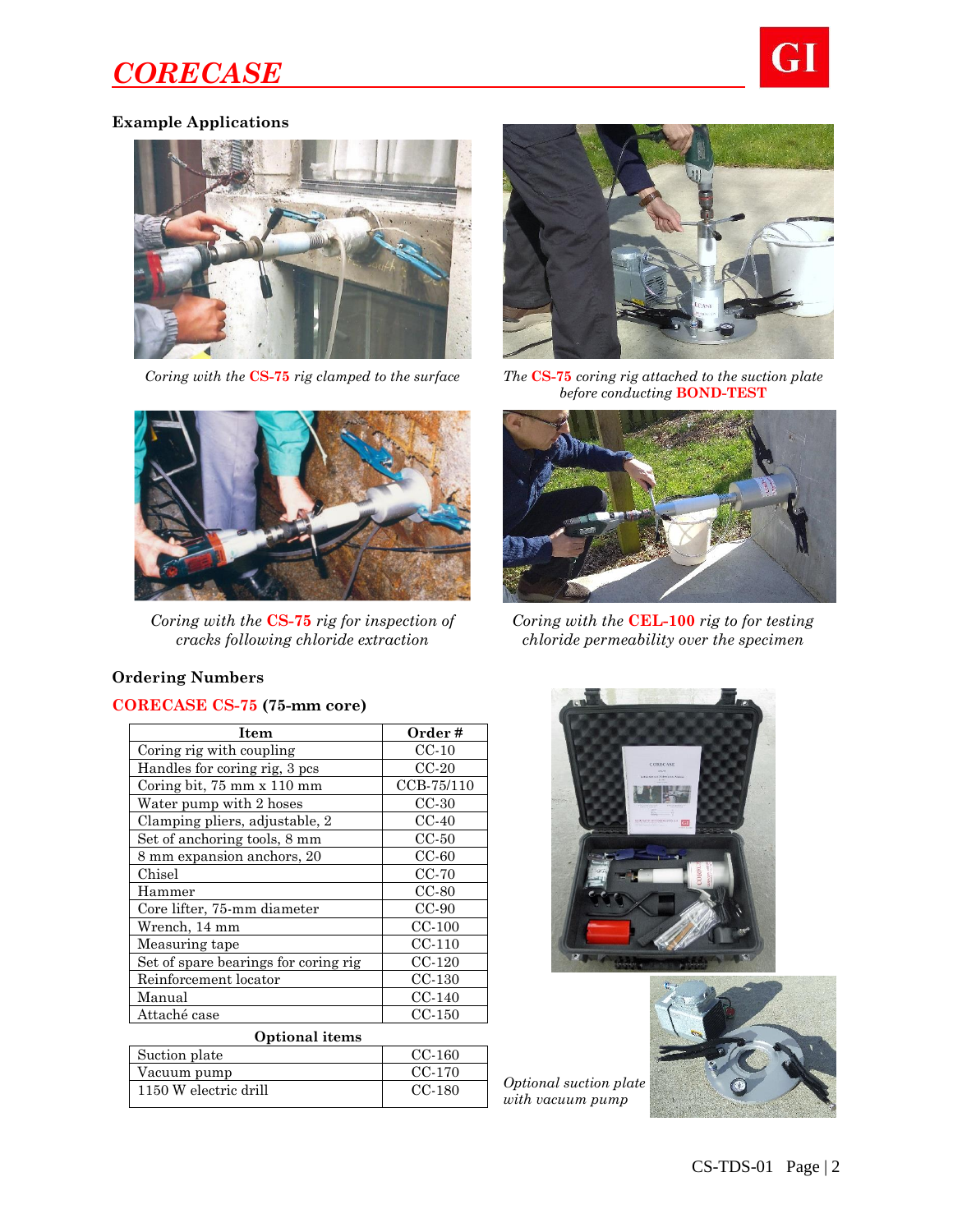# CORECASE

## Example Applications

*Coring with the **CS-75** rig clamped to the surface*

*The **CS-75** coring rig attached to the suction plate before conducting **BOND-TEST***

*Coring with the **CS-75** rig for inspection of cracks following chloride extraction*

*Coring with the **CEL-100** rig to for testing chloride permeability over the specimen*

## Ordering Numbers

### CORECASE CS-75 (75-mm core)

| Item | Order # |
| --- | --- |
| Coring rig with coupling | CC-10 |
| Handles for coring rig, 3 pcs | CC-20 |
| Coring bit, 75 mm x 110 mm | CCB-75/110 |
| Water pump with 2 hoses | CC-30 |
| Clamping pliers, adjustable, 2 | CC-40 |
| Set of anchoring tools, 8 mm | CC-50 |
| 8 mm expansion anchors, 20 | CC-60 |
| Chisel | CC-70 |
| Hammer | CC-80 |
| Core lifter, 75-mm diameter | CC-90 |
| Wrench, 14 mm | CC-100 |
| Measuring tape | CC-110 |
| Set of spare bearings for coring rig | CC-120 |
| Reinforcement locator | CC-130 |
| Manual | CC-140 |
| Attaché case | CC-150 |

**Optional items**

| Item | Order # |
| --- | --- |
| Suction plate | CC-160 |
| Vacuum pump | CC-170 |
| 1150 W electric drill | CC-180 |

*Optional suction plate with vacuum pump*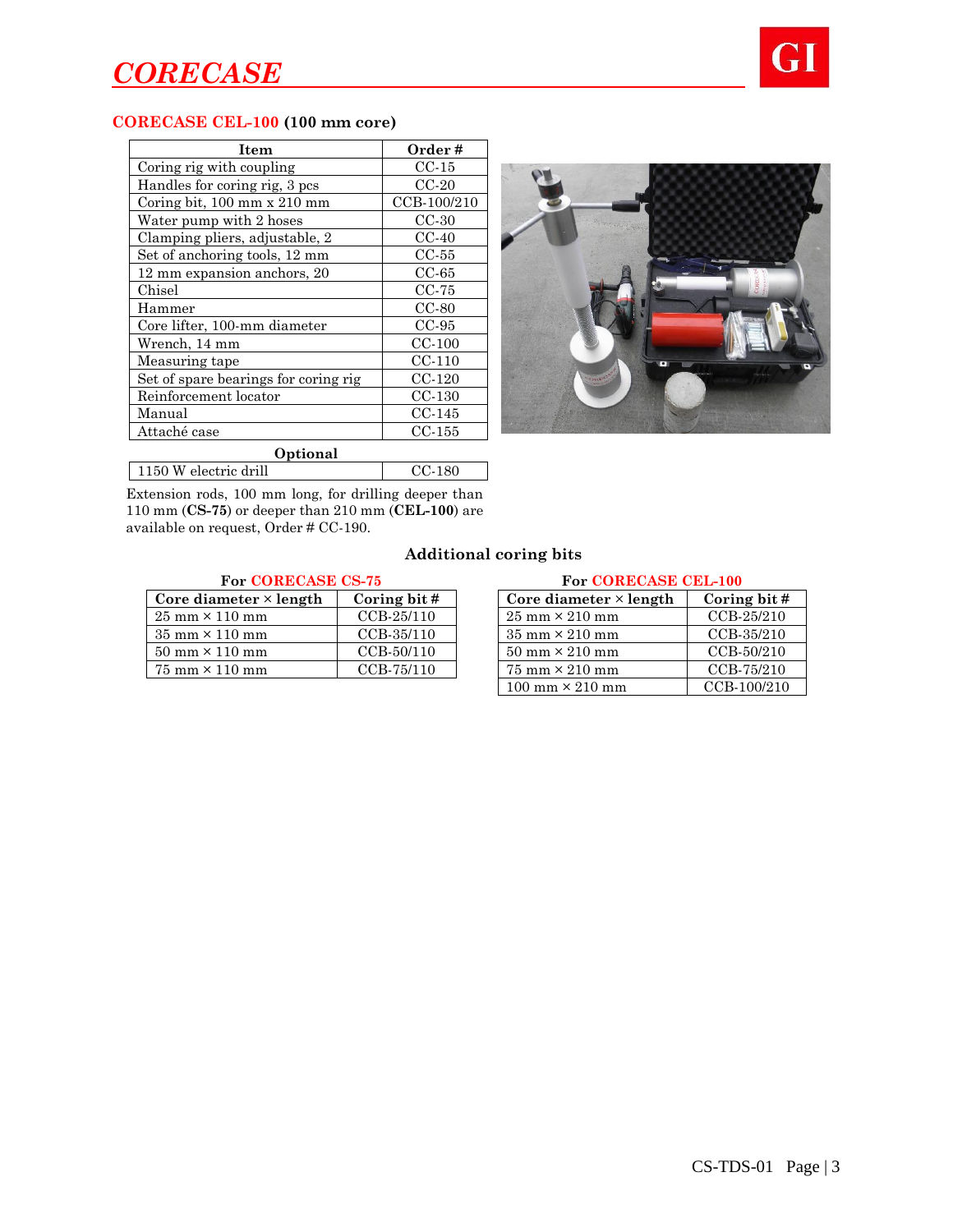# CORECASE

## CORECASE CEL-100 (100 mm core)

| Item | Order # |
|---|---|
| Coring rig with coupling | CC-15 |
| Handles for coring rig, 3 pcs | CC-20 |
| Coring bit, 100 mm x 210 mm | CCB-100/210 |
| Water pump with 2 hoses | CC-30 |
| Clamping pliers, adjustable, 2 | CC-40 |
| Set of anchoring tools, 12 mm | CC-55 |
| 12 mm expansion anchors, 20 | CC-65 |
| Chisel | CC-75 |
| Hammer | CC-80 |
| Core lifter, 100-mm diameter | CC-95 |
| Wrench, 14 mm | CC-100 |
| Measuring tape | CC-110 |
| Set of spare bearings for coring rig | CC-120 |
| Reinforcement locator | CC-130 |
| Manual | CC-145 |
| Attaché case | CC-155 |
| **Optional** | |
| 1150 W electric drill | CC-180 |

Extension rods, 100 mm long, for drilling deeper than 110 mm (**CS-75**) or deeper than 210 mm (**CEL-100**) are available on request, Order # CC-190.

### Additional coring bits

**For CORECASE CS-75**

| Core diameter × length | Coring bit # |
|---|---|
| 25 mm × 110 mm | CCB-25/110 |
| 35 mm × 110 mm | CCB-35/110 |
| 50 mm × 110 mm | CCB-50/110 |
| 75 mm × 110 mm | CCB-75/110 |

**For CORECASE CEL-100**

| Core diameter × length | Coring bit # |
|---|---|
| 25 mm × 210 mm | CCB-25/210 |
| 35 mm × 210 mm | CCB-35/210 |
| 50 mm × 210 mm | CCB-50/210 |
| 75 mm × 210 mm | CCB-75/210 |
| 100 mm × 210 mm | CCB-100/210 |